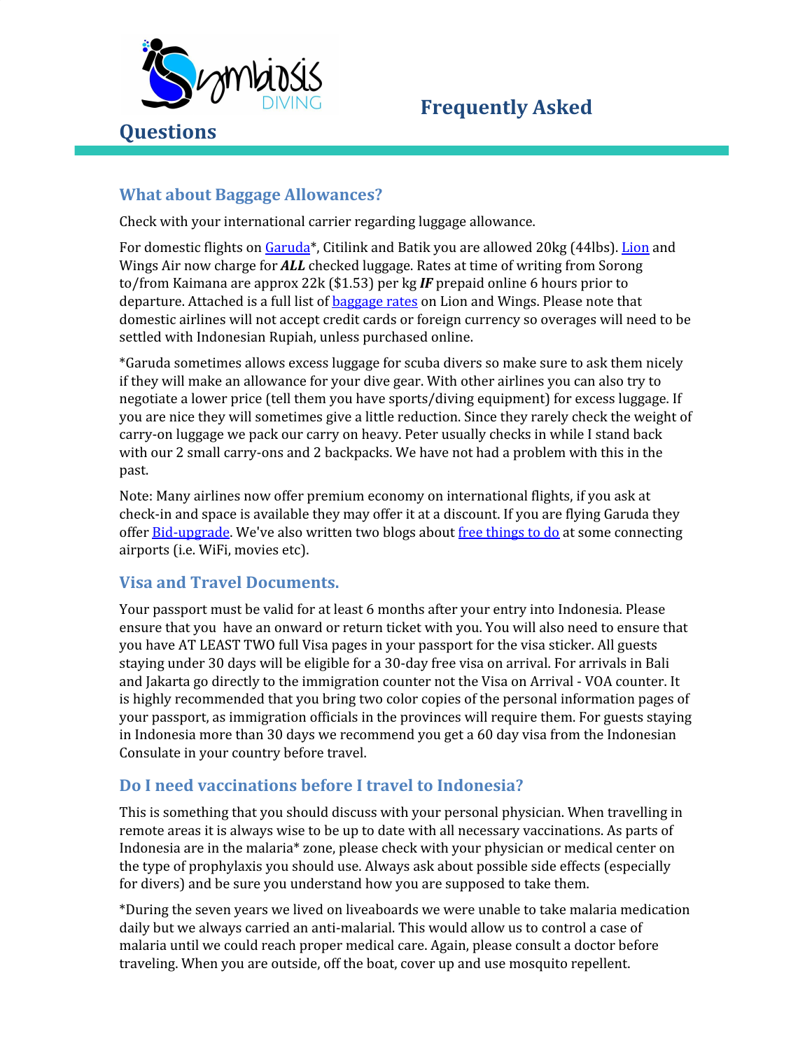# Frequently Asked Questions

## What about Baggage Allowances?

Check with your international carrier regarding luggage allowance.

For domestic flights on [Garuda](Garuda)*, Citilink and Batik you are allowed 20kg (44lbs). [Lion](Lion) and Wings Air now charge for ***ALL*** checked luggage. Rates at time of writing from Sorong to/from Kaimana are approx 22k ($1.53) per kg ***IF*** prepaid online 6 hours prior to departure. Attached is a full list of [baggage rates](baggage rates) on Lion and Wings. Please note that domestic airlines will not accept credit cards or foreign currency so overages will need to be settled with Indonesian Rupiah, unless purchased online.

*Garuda sometimes allows excess luggage for scuba divers so make sure to ask them nicely if they will make an allowance for your dive gear. With other airlines you can also try to negotiate a lower price (tell them you have sports/diving equipment) for excess luggage. If you are nice they will sometimes give a little reduction. Since they rarely check the weight of carry-on luggage we pack our carry on heavy. Peter usually checks in while I stand back with our 2 small carry-ons and 2 backpacks. We have not had a problem with this in the past.

Note: Many airlines now offer premium economy on international flights, if you ask at check-in and space is available they may offer it at a discount. If you are flying Garuda they offer [Bid-upgrade](Bid-upgrade). We've also written two blogs about [free things to do](free things to do) at some connecting airports (i.e. WiFi, movies etc).

## Visa and Travel Documents.

Your passport must be valid for at least 6 months after your entry into Indonesia. Please ensure that you have an onward or return ticket with you. You will also need to ensure that you have AT LEAST TWO full Visa pages in your passport for the visa sticker. All guests staying under 30 days will be eligible for a 30-day free visa on arrival. For arrivals in Bali and Jakarta go directly to the immigration counter not the Visa on Arrival - VOA counter. It is highly recommended that you bring two color copies of the personal information pages of your passport, as immigration officials in the provinces will require them. For guests staying in Indonesia more than 30 days we recommend you get a 60 day visa from the Indonesian Consulate in your country before travel.

## Do I need vaccinations before I travel to Indonesia?

This is something that you should discuss with your personal physician. When travelling in remote areas it is always wise to be up to date with all necessary vaccinations. As parts of Indonesia are in the malaria* zone, please check with your physician or medical center on the type of prophylaxis you should use. Always ask about possible side effects (especially for divers) and be sure you understand how you are supposed to take them.

*During the seven years we lived on liveaboards we were unable to take malaria medication daily but we always carried an anti-malarial. This would allow us to control a case of malaria until we could reach proper medical care. Again, please consult a doctor before traveling. When you are outside, off the boat, cover up and use mosquito repellent.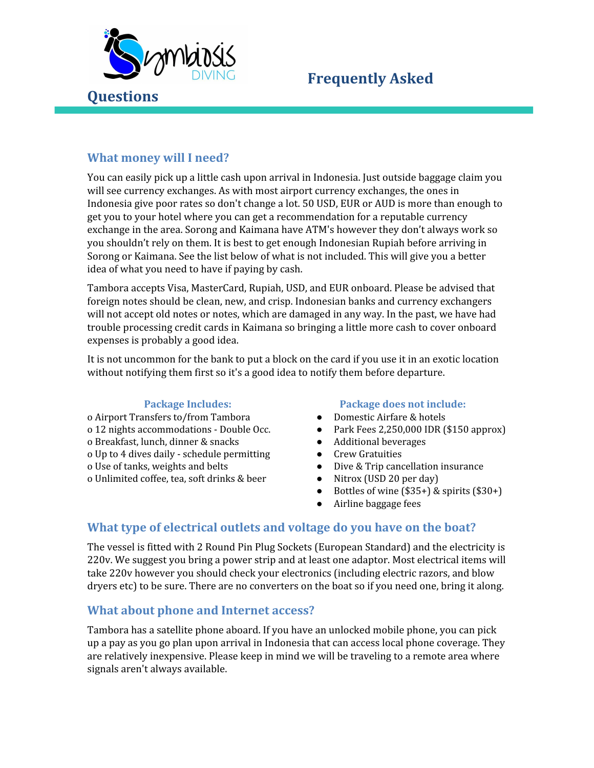# Frequently Asked Questions

## What money will I need?

You can easily pick up a little cash upon arrival in Indonesia. Just outside baggage claim you will see currency exchanges. As with most airport currency exchanges, the ones in Indonesia give poor rates so don't change a lot. 50 USD, EUR or AUD is more than enough to get you to your hotel where you can get a recommendation for a reputable currency exchange in the area. Sorong and Kaimana have ATM's however they don't always work so you shouldn't rely on them. It is best to get enough Indonesian Rupiah before arriving in Sorong or Kaimana. See the list below of what is not included. This will give you a better idea of what you need to have if paying by cash.

Tambora accepts Visa, MasterCard, Rupiah, USD, and EUR onboard. Please be advised that foreign notes should be clean, new, and crisp. Indonesian banks and currency exchangers will not accept old notes or notes, which are damaged in any way. In the past, we have had trouble processing credit cards in Kaimana so bringing a little more cash to cover onboard expenses is probably a good idea.

It is not uncommon for the bank to put a block on the card if you use it in an exotic location without notifying them first so it's a good idea to notify them before departure.

### Package Includes:

- Airport Transfers to/from Tambora
- 12 nights accommodations - Double Occ.
- Breakfast, lunch, dinner & snacks
- Up to 4 dives daily - schedule permitting
- Use of tanks, weights and belts
- Unlimited coffee, tea, soft drinks & beer

### Package does not include:

- Domestic Airfare & hotels
- Park Fees 2,250,000 IDR ($150 approx)
- Additional beverages
- Crew Gratuities
- Dive & Trip cancellation insurance
- Nitrox (USD 20 per day)
- Bottles of wine ($35+) & spirits ($30+)
- Airline baggage fees

## What type of electrical outlets and voltage do you have on the boat?

The vessel is fitted with 2 Round Pin Plug Sockets (European Standard) and the electricity is 220v. We suggest you bring a power strip and at least one adaptor. Most electrical items will take 220v however you should check your electronics (including electric razors, and blow dryers etc) to be sure. There are no converters on the boat so if you need one, bring it along.

## What about phone and Internet access?

Tambora has a satellite phone aboard. If you have an unlocked mobile phone, you can pick up a pay as you go plan upon arrival in Indonesia that can access local phone coverage. They are relatively inexpensive. Please keep in mind we will be traveling to a remote area where signals aren't always available.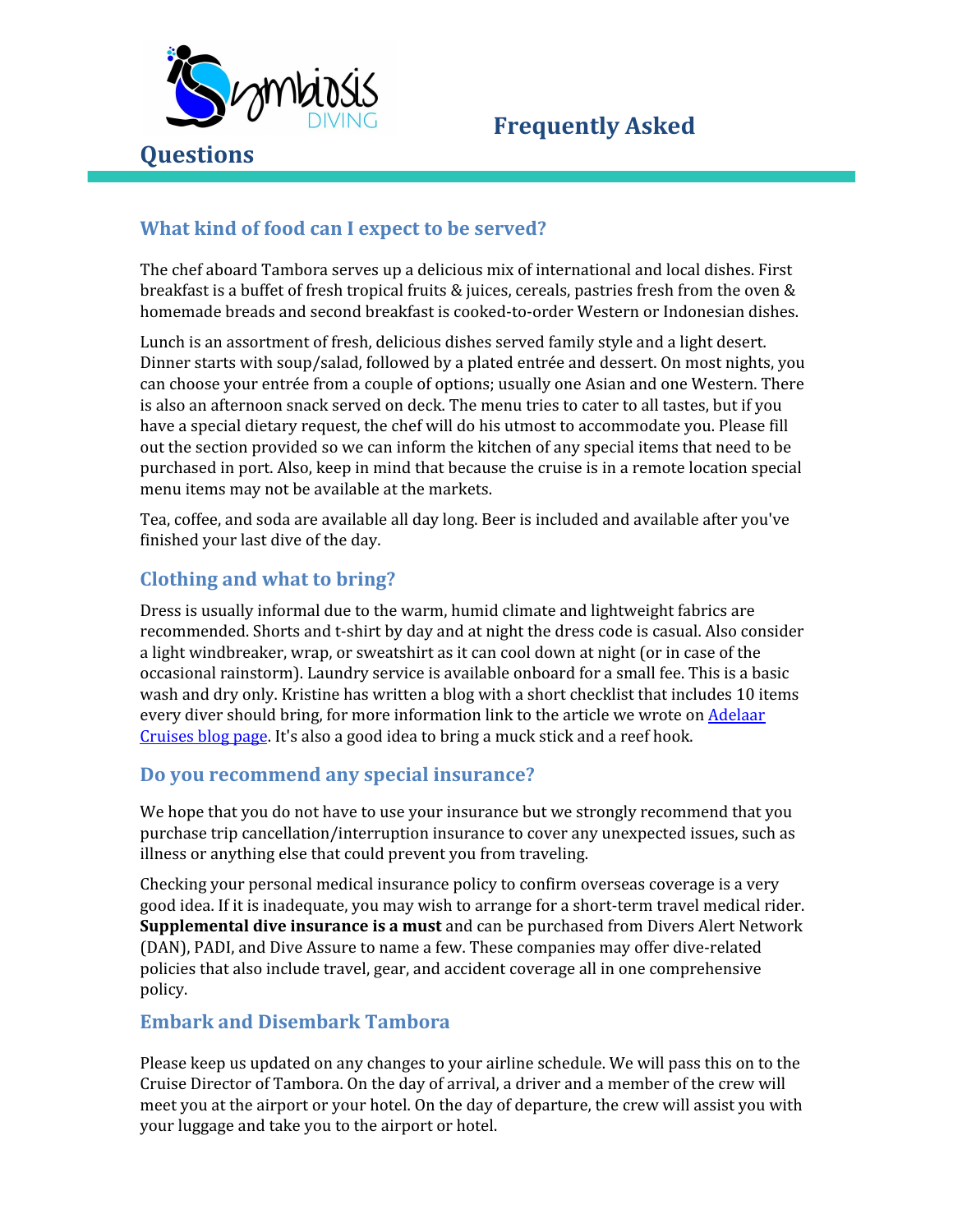# Frequently Asked Questions

## What kind of food can I expect to be served?

The chef aboard Tambora serves up a delicious mix of international and local dishes. First breakfast is a buffet of fresh tropical fruits & juices, cereals, pastries fresh from the oven & homemade breads and second breakfast is cooked-to-order Western or Indonesian dishes.

Lunch is an assortment of fresh, delicious dishes served family style and a light desert. Dinner starts with soup/salad, followed by a plated entrée and dessert. On most nights, you can choose your entrée from a couple of options; usually one Asian and one Western. There is also an afternoon snack served on deck. The menu tries to cater to all tastes, but if you have a special dietary request, the chef will do his utmost to accommodate you. Please fill out the section provided so we can inform the kitchen of any special items that need to be purchased in port. Also, keep in mind that because the cruise is in a remote location special menu items may not be available at the markets.

Tea, coffee, and soda are available all day long. Beer is included and available after you've finished your last dive of the day.

## Clothing and what to bring?

Dress is usually informal due to the warm, humid climate and lightweight fabrics are recommended. Shorts and t-shirt by day and at night the dress code is casual. Also consider a light windbreaker, wrap, or sweatshirt as it can cool down at night (or in case of the occasional rainstorm). Laundry service is available onboard for a small fee. This is a basic wash and dry only. Kristine has written a blog with a short checklist that includes 10 items every diver should bring, for more information link to the article we wrote on [Adelaar Cruises blog page](). It's also a good idea to bring a muck stick and a reef hook.

## Do you recommend any special insurance?

We hope that you do not have to use your insurance but we strongly recommend that you purchase trip cancellation/interruption insurance to cover any unexpected issues, such as illness or anything else that could prevent you from traveling.

Checking your personal medical insurance policy to confirm overseas coverage is a very good idea. If it is inadequate, you may wish to arrange for a short-term travel medical rider. **Supplemental dive insurance is a must** and can be purchased from Divers Alert Network (DAN), PADI, and Dive Assure to name a few. These companies may offer dive-related policies that also include travel, gear, and accident coverage all in one comprehensive policy.

## Embark and Disembark Tambora

Please keep us updated on any changes to your airline schedule. We will pass this on to the Cruise Director of Tambora. On the day of arrival, a driver and a member of the crew will meet you at the airport or your hotel. On the day of departure, the crew will assist you with your luggage and take you to the airport or hotel.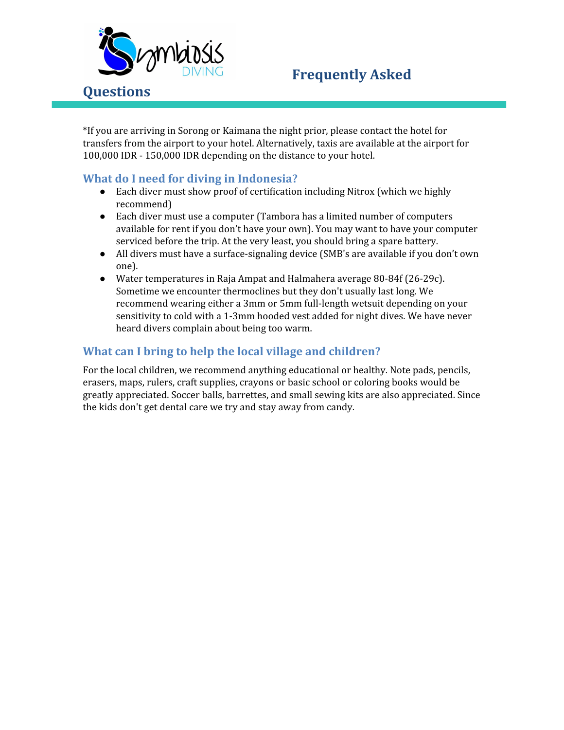*If you are arriving in Sorong or Kaimana the night prior, please contact the hotel for transfers from the airport to your hotel. Alternatively, taxis are available at the airport for 100,000 IDR - 150,000 IDR depending on the distance to your hotel.

## What do I need for diving in Indonesia?

- Each diver must show proof of certification including Nitrox (which we highly recommend)
- Each diver must use a computer (Tambora has a limited number of computers available for rent if you don't have your own). You may want to have your computer serviced before the trip. At the very least, you should bring a spare battery.
- All divers must have a surface-signaling device (SMB's are available if you don't own one).
- Water temperatures in Raja Ampat and Halmahera average 80-84f (26-29c). Sometime we encounter thermoclines but they don't usually last long. We recommend wearing either a 3mm or 5mm full-length wetsuit depending on your sensitivity to cold with a 1-3mm hooded vest added for night dives. We have never heard divers complain about being too warm.

## What can I bring to help the local village and children?

For the local children, we recommend anything educational or healthy. Note pads, pencils, erasers, maps, rulers, craft supplies, crayons or basic school or coloring books would be greatly appreciated. Soccer balls, barrettes, and small sewing kits are also appreciated. Since the kids don't get dental care we try and stay away from candy.